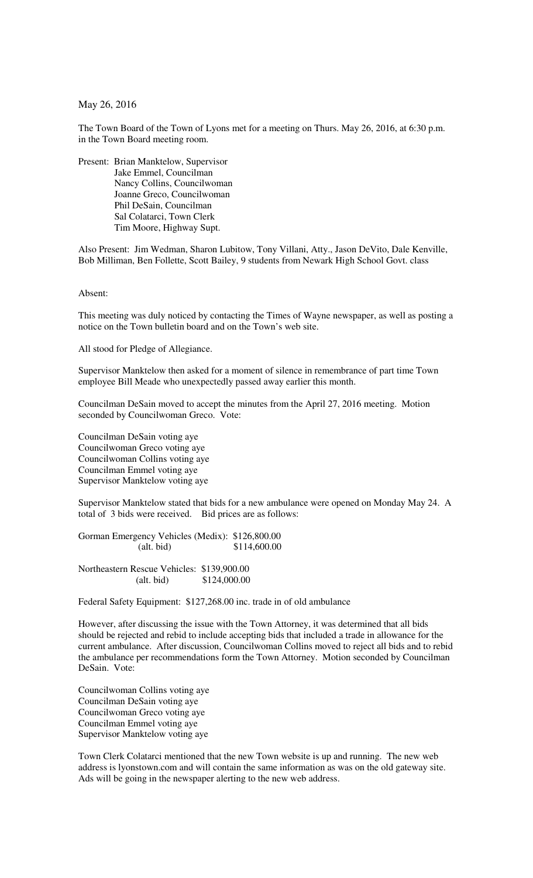May 26, 2016

The Town Board of the Town of Lyons met for a meeting on Thurs. May 26, 2016, at 6:30 p.m. in the Town Board meeting room.

Present: Brian Manktelow, Supervisor
Jake Emmel, Councilman
Nancy Collins, Councilwoman
Joanne Greco, Councilwoman
Phil DeSain, Councilman
Sal Colatarci, Town Clerk
Tim Moore, Highway Supt.

Also Present: Jim Wedman, Sharon Lubitow, Tony Villani, Atty., Jason DeVito, Dale Kenville, Bob Milliman, Ben Follette, Scott Bailey, 9 students from Newark High School Govt. class

Absent:

This meeting was duly noticed by contacting the Times of Wayne newspaper, as well as posting a notice on the Town bulletin board and on the Town's web site.

All stood for Pledge of Allegiance.

Supervisor Manktelow then asked for a moment of silence in remembrance of part time Town employee Bill Meade who unexpectedly passed away earlier this month.

Councilman DeSain moved to accept the minutes from the April 27, 2016 meeting. Motion seconded by Councilwoman Greco. Vote:

Councilman DeSain voting aye
Councilwoman Greco voting aye
Councilwoman Collins voting aye
Councilman Emmel voting aye
Supervisor Manktelow voting aye

Supervisor Manktelow stated that bids for a new ambulance were opened on Monday May 24. A total of 3 bids were received. Bid prices are as follows:

Gorman Emergency Vehicles (Medix): $126,800.00
(alt. bid) $114,600.00

Northeastern Rescue Vehicles: $139,900.00
(alt. bid) $124,000.00

Federal Safety Equipment: $127,268.00 inc. trade in of old ambulance

However, after discussing the issue with the Town Attorney, it was determined that all bids should be rejected and rebid to include accepting bids that included a trade in allowance for the current ambulance. After discussion, Councilwoman Collins moved to reject all bids and to rebid the ambulance per recommendations form the Town Attorney. Motion seconded by Councilman DeSain. Vote:

Councilwoman Collins voting aye
Councilman DeSain voting aye
Councilwoman Greco voting aye
Councilman Emmel voting aye
Supervisor Manktelow voting aye

Town Clerk Colatarci mentioned that the new Town website is up and running. The new web address is lyonstown.com and will contain the same information as was on the old gateway site. Ads will be going in the newspaper alerting to the new web address.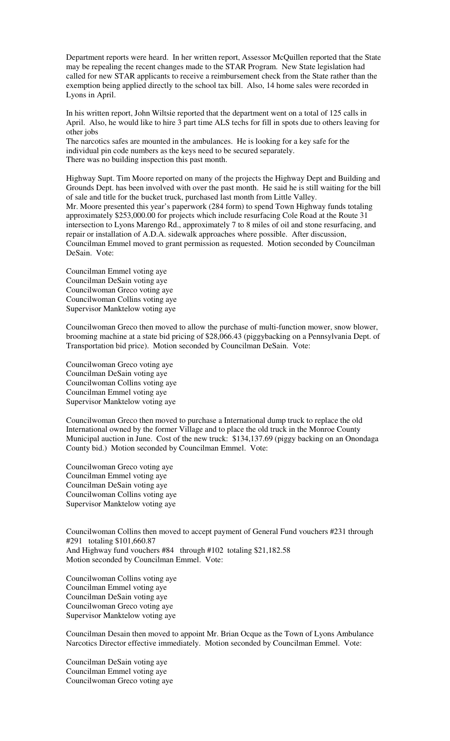Department reports were heard. In her written report, Assessor McQuillen reported that the State may be repealing the recent changes made to the STAR Program. New State legislation had called for new STAR applicants to receive a reimbursement check from the State rather than the exemption being applied directly to the school tax bill. Also, 14 home sales were recorded in Lyons in April.

In his written report, John Wiltsie reported that the department went on a total of 125 calls in April. Also, he would like to hire 3 part time ALS techs for fill in spots due to others leaving for other jobs

The narcotics safes are mounted in the ambulances. He is looking for a key safe for the individual pin code numbers as the keys need to be secured separately.

There was no building inspection this past month.

Highway Supt. Tim Moore reported on many of the projects the Highway Dept and Building and Grounds Dept. has been involved with over the past month. He said he is still waiting for the bill of sale and title for the bucket truck, purchased last month from Little Valley.

Mr. Moore presented this year's paperwork (284 form) to spend Town Highway funds totaling approximately $253,000.00 for projects which include resurfacing Cole Road at the Route 31 intersection to Lyons Marengo Rd., approximately 7 to 8 miles of oil and stone resurfacing, and repair or installation of A.D.A. sidewalk approaches where possible. After discussion, Councilman Emmel moved to grant permission as requested. Motion seconded by Councilman DeSain. Vote:

Councilman Emmel voting aye
Councilman DeSain voting aye
Councilwoman Greco voting aye
Councilwoman Collins voting aye
Supervisor Manktelow voting aye

Councilwoman Greco then moved to allow the purchase of multi-function mower, snow blower, brooming machine at a state bid pricing of $28,066.43 (piggybacking on a Pennsylvania Dept. of Transportation bid price). Motion seconded by Councilman DeSain. Vote:

Councilwoman Greco voting aye
Councilman DeSain voting aye
Councilwoman Collins voting aye
Councilman Emmel voting aye
Supervisor Manktelow voting aye

Councilwoman Greco then moved to purchase a International dump truck to replace the old International owned by the former Village and to place the old truck in the Monroe County Municipal auction in June. Cost of the new truck: $134,137.69 (piggy backing on an Onondaga County bid.) Motion seconded by Councilman Emmel. Vote:

Councilwoman Greco voting aye
Councilman Emmel voting aye
Councilman DeSain voting aye
Councilwoman Collins voting aye
Supervisor Manktelow voting aye

Councilwoman Collins then moved to accept payment of General Fund vouchers #231 through #291 totaling $101,660.87
And Highway fund vouchers #84 through #102 totaling $21,182.58
Motion seconded by Councilman Emmel. Vote:

Councilwoman Collins voting aye
Councilman Emmel voting aye
Councilman DeSain voting aye
Councilwoman Greco voting aye
Supervisor Manktelow voting aye

Councilman Desain then moved to appoint Mr. Brian Ocque as the Town of Lyons Ambulance Narcotics Director effective immediately. Motion seconded by Councilman Emmel. Vote:

Councilman DeSain voting aye
Councilman Emmel voting aye
Councilwoman Greco voting aye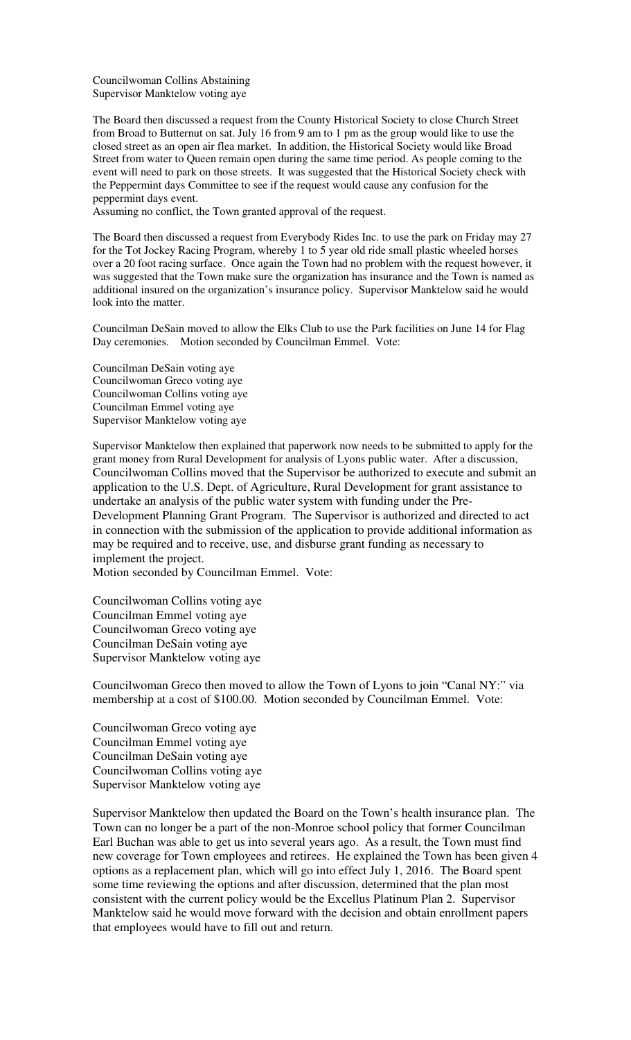Councilwoman Collins Abstaining
Supervisor Manktelow voting aye

The Board then discussed a request from the County Historical Society to close Church Street from Broad to Butternut on sat. July 16 from 9 am to 1 pm as the group would like to use the closed street as an open air flea market. In addition, the Historical Society would like Broad Street from water to Queen remain open during the same time period. As people coming to the event will need to park on those streets. It was suggested that the Historical Society check with the Peppermint days Committee to see if the request would cause any confusion for the peppermint days event.
Assuming no conflict, the Town granted approval of the request.

The Board then discussed a request from Everybody Rides Inc. to use the park on Friday may 27 for the Tot Jockey Racing Program, whereby 1 to 5 year old ride small plastic wheeled horses over a 20 foot racing surface. Once again the Town had no problem with the request however, it was suggested that the Town make sure the organization has insurance and the Town is named as additional insured on the organization's insurance policy. Supervisor Manktelow said he would look into the matter.

Councilman DeSain moved to allow the Elks Club to use the Park facilities on June 14 for Flag Day ceremonies. Motion seconded by Councilman Emmel. Vote:

Councilman DeSain voting aye
Councilwoman Greco voting aye
Councilwoman Collins voting aye
Councilman Emmel voting aye
Supervisor Manktelow voting aye

Supervisor Manktelow then explained that paperwork now needs to be submitted to apply for the grant money from Rural Development for analysis of Lyons public water. After a discussion, Councilwoman Collins moved that the Supervisor be authorized to execute and submit an application to the U.S. Dept. of Agriculture, Rural Development for grant assistance to undertake an analysis of the public water system with funding under the Pre-Development Planning Grant Program. The Supervisor is authorized and directed to act in connection with the submission of the application to provide additional information as may be required and to receive, use, and disburse grant funding as necessary to implement the project.
Motion seconded by Councilman Emmel. Vote:

Councilwoman Collins voting aye
Councilman Emmel voting aye
Councilwoman Greco voting aye
Councilman DeSain voting aye
Supervisor Manktelow voting aye

Councilwoman Greco then moved to allow the Town of Lyons to join "Canal NY:" via membership at a cost of $100.00. Motion seconded by Councilman Emmel. Vote:

Councilwoman Greco voting aye
Councilman Emmel voting aye
Councilman DeSain voting aye
Councilwoman Collins voting aye
Supervisor Manktelow voting aye

Supervisor Manktelow then updated the Board on the Town's health insurance plan. The Town can no longer be a part of the non-Monroe school policy that former Councilman Earl Buchan was able to get us into several years ago. As a result, the Town must find new coverage for Town employees and retirees. He explained the Town has been given 4 options as a replacement plan, which will go into effect July 1, 2016. The Board spent some time reviewing the options and after discussion, determined that the plan most consistent with the current policy would be the Excellus Platinum Plan 2. Supervisor Manktelow said he would move forward with the decision and obtain enrollment papers that employees would have to fill out and return.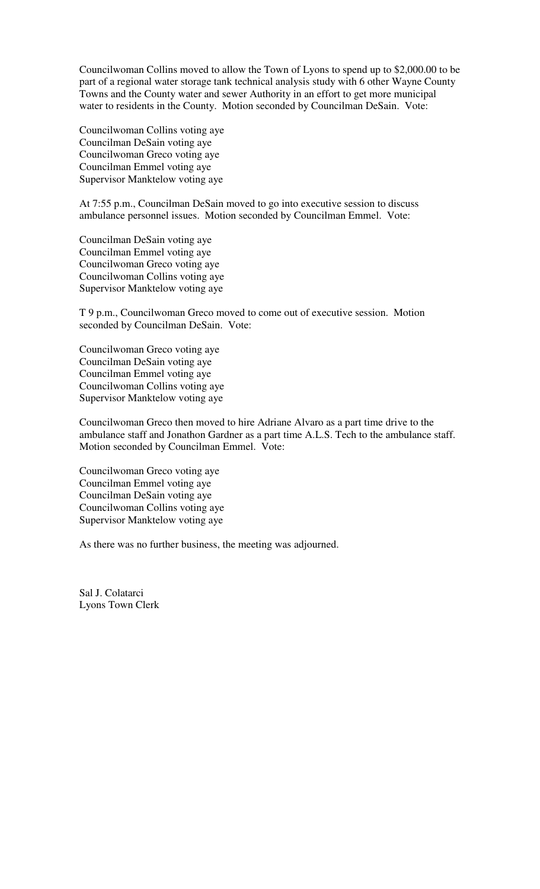Councilwoman Collins moved to allow the Town of Lyons to spend up to $2,000.00 to be part of a regional water storage tank technical analysis study with 6 other Wayne County Towns and the County water and sewer Authority in an effort to get more municipal water to residents in the County. Motion seconded by Councilman DeSain. Vote:

Councilwoman Collins voting aye
Councilman DeSain voting aye
Councilwoman Greco voting aye
Councilman Emmel voting aye
Supervisor Manktelow voting aye

At 7:55 p.m., Councilman DeSain moved to go into executive session to discuss ambulance personnel issues. Motion seconded by Councilman Emmel. Vote:

Councilman DeSain voting aye
Councilman Emmel voting aye
Councilwoman Greco voting aye
Councilwoman Collins voting aye
Supervisor Manktelow voting aye

T 9 p.m., Councilwoman Greco moved to come out of executive session. Motion seconded by Councilman DeSain. Vote:

Councilwoman Greco voting aye
Councilman DeSain voting aye
Councilman Emmel voting aye
Councilwoman Collins voting aye
Supervisor Manktelow voting aye

Councilwoman Greco then moved to hire Adriane Alvaro as a part time drive to the ambulance staff and Jonathon Gardner as a part time A.L.S. Tech to the ambulance staff. Motion seconded by Councilman Emmel. Vote:

Councilwoman Greco voting aye
Councilman Emmel voting aye
Councilman DeSain voting aye
Councilwoman Collins voting aye
Supervisor Manktelow voting aye

As there was no further business, the meeting was adjourned.

Sal J. Colatarci
Lyons Town Clerk